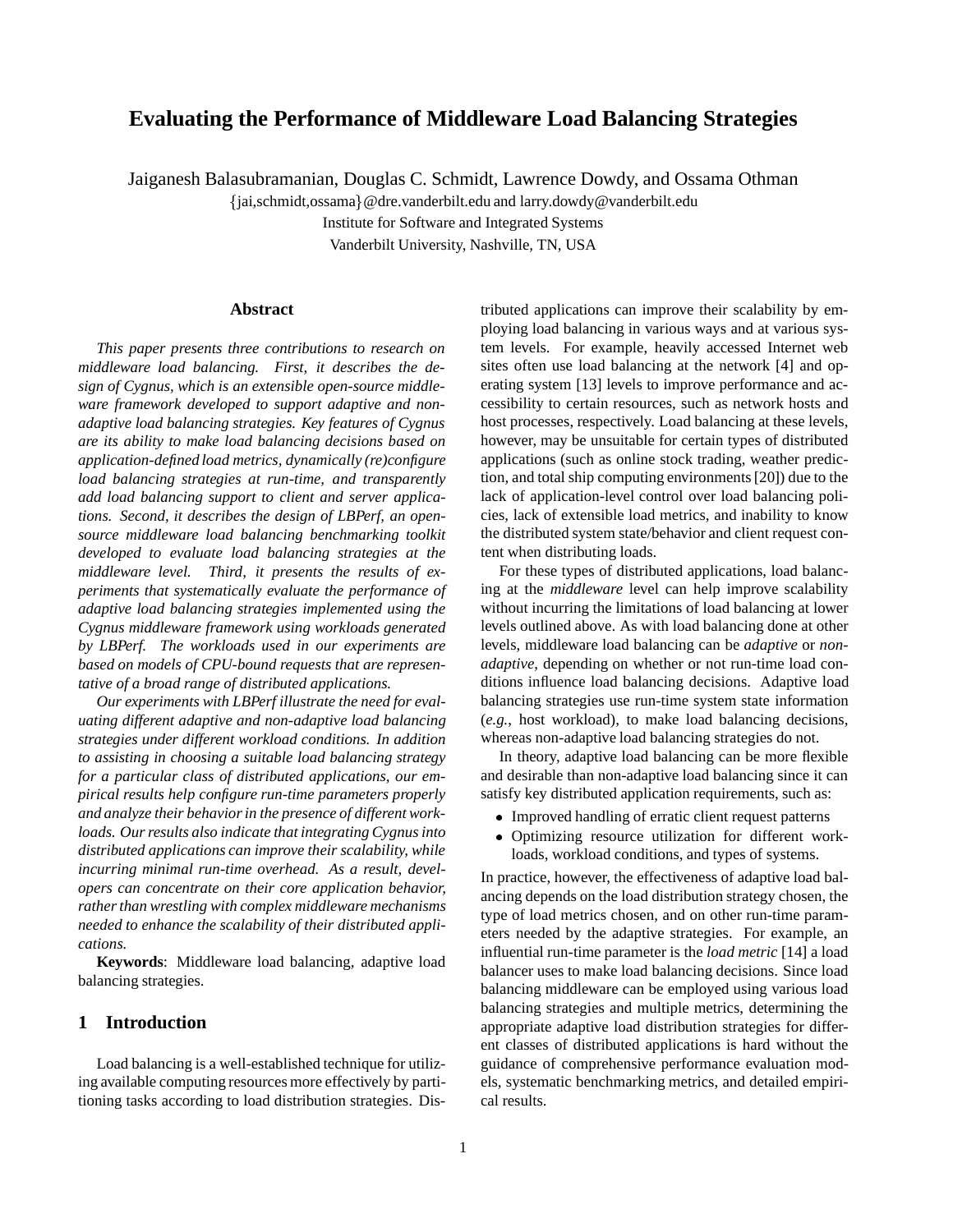# Evaluating the Performance of Middleware Load Balancing Strategies

Jaiganesh Balasubramanian, Douglas C. Schmidt, Lawrence Dowdy, and Ossama Othman

{jai,schmidt,ossama}@dre.vanderbilt.edu and larry.dowdy@vanderbilt.edu

Institute for Software and Integrated Systems

Vanderbilt University, Nashville, TN, USA

## Abstract

*This paper presents three contributions to research on middleware load balancing. First, it describes the design of Cygnus, which is an extensible open-source middleware framework developed to support adaptive and non-adaptive load balancing strategies. Key features of Cygnus are its ability to make load balancing decisions based on application-defined load metrics, dynamically (re)configure load balancing strategies at run-time, and transparently add load balancing support to client and server applications. Second, it describes the design of LBPerf, an open-source middleware load balancing benchmarking toolkit developed to evaluate load balancing strategies at the middleware level. Third, it presents the results of experiments that systematically evaluate the performance of adaptive load balancing strategies implemented using the Cygnus middleware framework using workloads generated by LBPerf. The workloads used in our experiments are based on models of CPU-bound requests that are representative of a broad range of distributed applications.*

*Our experiments with LBPerf illustrate the need for evaluating different adaptive and non-adaptive load balancing strategies under different workload conditions. In addition to assisting in choosing a suitable load balancing strategy for a particular class of distributed applications, our empirical results help configure run-time parameters properly and analyze their behavior in the presence of different workloads. Our results also indicate that integrating Cygnus into distributed applications can improve their scalability, while incurring minimal run-time overhead. As a result, developers can concentrate on their core application behavior, rather than wrestling with complex middleware mechanisms needed to enhance the scalability of their distributed applications.*

**Keywords**: Middleware load balancing, adaptive load balancing strategies.

## 1 Introduction

Load balancing is a well-established technique for utilizing available computing resources more effectively by partitioning tasks according to load distribution strategies. Distributed applications can improve their scalability by employing load balancing in various ways and at various system levels. For example, heavily accessed Internet web sites often use load balancing at the network [4] and operating system [13] levels to improve performance and accessibility to certain resources, such as network hosts and host processes, respectively. Load balancing at these levels, however, may be unsuitable for certain types of distributed applications (such as online stock trading, weather prediction, and total ship computing environments [20]) due to the lack of application-level control over load balancing policies, lack of extensible load metrics, and inability to know the distributed system state/behavior and client request content when distributing loads.

For these types of distributed applications, load balancing at the *middleware* level can help improve scalability without incurring the limitations of load balancing at lower levels outlined above. As with load balancing done at other levels, middleware load balancing can be *adaptive* or *non-adaptive*, depending on whether or not run-time load conditions influence load balancing decisions. Adaptive load balancing strategies use run-time system state information (*e.g.*, host workload), to make load balancing decisions, whereas non-adaptive load balancing strategies do not.

In theory, adaptive load balancing can be more flexible and desirable than non-adaptive load balancing since it can satisfy key distributed application requirements, such as:

- Improved handling of erratic client request patterns
- Optimizing resource utilization for different workloads, workload conditions, and types of systems.

In practice, however, the effectiveness of adaptive load balancing depends on the load distribution strategy chosen, the type of load metrics chosen, and on other run-time parameters needed by the adaptive strategies. For example, an influential run-time parameter is the *load metric* [14] a load balancer uses to make load balancing decisions. Since load balancing middleware can be employed using various load balancing strategies and multiple metrics, determining the appropriate adaptive load distribution strategies for different classes of distributed applications is hard without the guidance of comprehensive performance evaluation models, systematic benchmarking metrics, and detailed empirical results.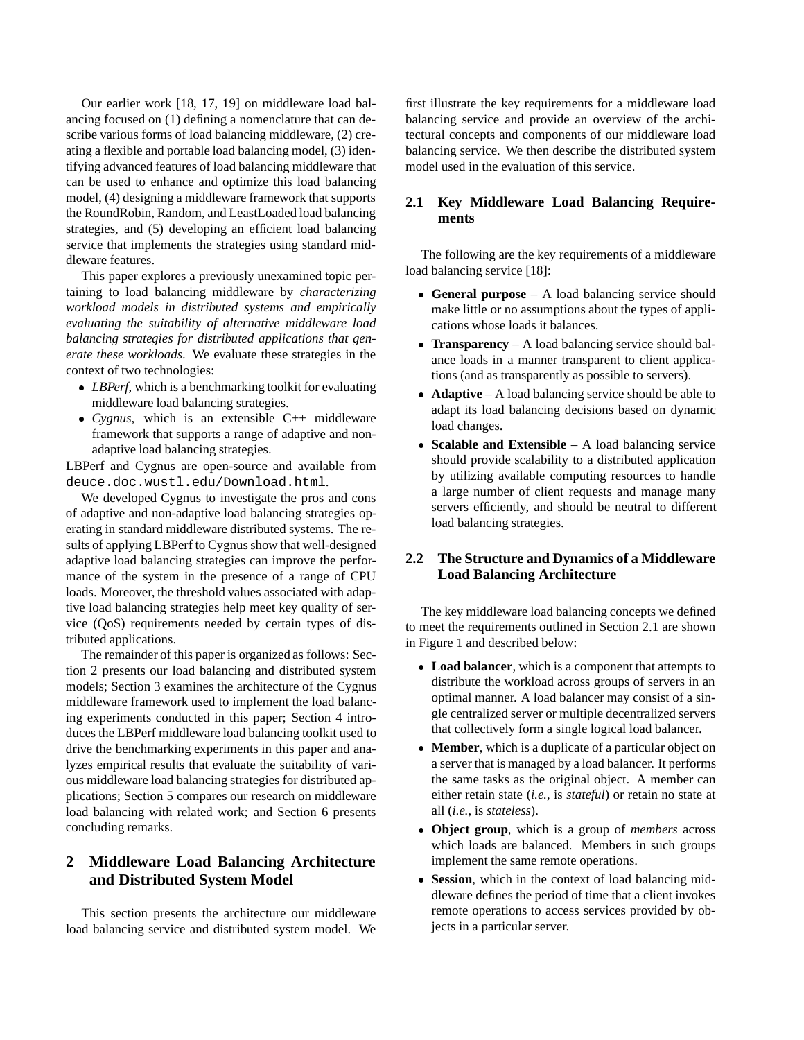Our earlier work [18, 17, 19] on middleware load balancing focused on (1) defining a nomenclature that can describe various forms of load balancing middleware, (2) creating a flexible and portable load balancing model, (3) identifying advanced features of load balancing middleware that can be used to enhance and optimize this load balancing model, (4) designing a middleware framework that supports the RoundRobin, Random, and LeastLoaded load balancing strategies, and (5) developing an efficient load balancing service that implements the strategies using standard middleware features.

This paper explores a previously unexamined topic pertaining to load balancing middleware by *characterizing workload models in distributed systems and empirically evaluating the suitability of alternative middleware load balancing strategies for distributed applications that generate these workloads*. We evaluate these strategies in the context of two technologies:

- *LBPerf*, which is a benchmarking toolkit for evaluating middleware load balancing strategies.
- *Cygnus*, which is an extensible C++ middleware framework that supports a range of adaptive and non-adaptive load balancing strategies.

LBPerf and Cygnus are open-source and available from `deuce.doc.wustl.edu/Download.html`.

We developed Cygnus to investigate the pros and cons of adaptive and non-adaptive load balancing strategies operating in standard middleware distributed systems. The results of applying LBPerf to Cygnus show that well-designed adaptive load balancing strategies can improve the performance of the system in the presence of a range of CPU loads. Moreover, the threshold values associated with adaptive load balancing strategies help meet key quality of service (QoS) requirements needed by certain types of distributed applications.

The remainder of this paper is organized as follows: Section 2 presents our load balancing and distributed system models; Section 3 examines the architecture of the Cygnus middleware framework used to implement the load balancing experiments conducted in this paper; Section 4 introduces the LBPerf middleware load balancing toolkit used to drive the benchmarking experiments in this paper and analyzes empirical results that evaluate the suitability of various middleware load balancing strategies for distributed applications; Section 5 compares our research on middleware load balancing with related work; and Section 6 presents concluding remarks.

## 2 Middleware Load Balancing Architecture and Distributed System Model

This section presents the architecture our middleware load balancing service and distributed system model. We first illustrate the key requirements for a middleware load balancing service and provide an overview of the architectural concepts and components of our middleware load balancing service. We then describe the distributed system model used in the evaluation of this service.

### 2.1 Key Middleware Load Balancing Requirements

The following are the key requirements of a middleware load balancing service [18]:

- **General purpose** – A load balancing service should make little or no assumptions about the types of applications whose loads it balances.
- **Transparency** – A load balancing service should balance loads in a manner transparent to client applications (and as transparently as possible to servers).
- **Adaptive** – A load balancing service should be able to adapt its load balancing decisions based on dynamic load changes.
- **Scalable and Extensible** – A load balancing service should provide scalability to a distributed application by utilizing available computing resources to handle a large number of client requests and manage many servers efficiently, and should be neutral to different load balancing strategies.

### 2.2 The Structure and Dynamics of a Middleware Load Balancing Architecture

The key middleware load balancing concepts we defined to meet the requirements outlined in Section 2.1 are shown in Figure 1 and described below:

- **Load balancer**, which is a component that attempts to distribute the workload across groups of servers in an optimal manner. A load balancer may consist of a single centralized server or multiple decentralized servers that collectively form a single logical load balancer.
- **Member**, which is a duplicate of a particular object on a server that is managed by a load balancer. It performs the same tasks as the original object. A member can either retain state (*i.e.*, is *stateful*) or retain no state at all (*i.e.*, is *stateless*).
- **Object group**, which is a group of *members* across which loads are balanced. Members in such groups implement the same remote operations.
- **Session**, which in the context of load balancing middleware defines the period of time that a client invokes remote operations to access services provided by objects in a particular server.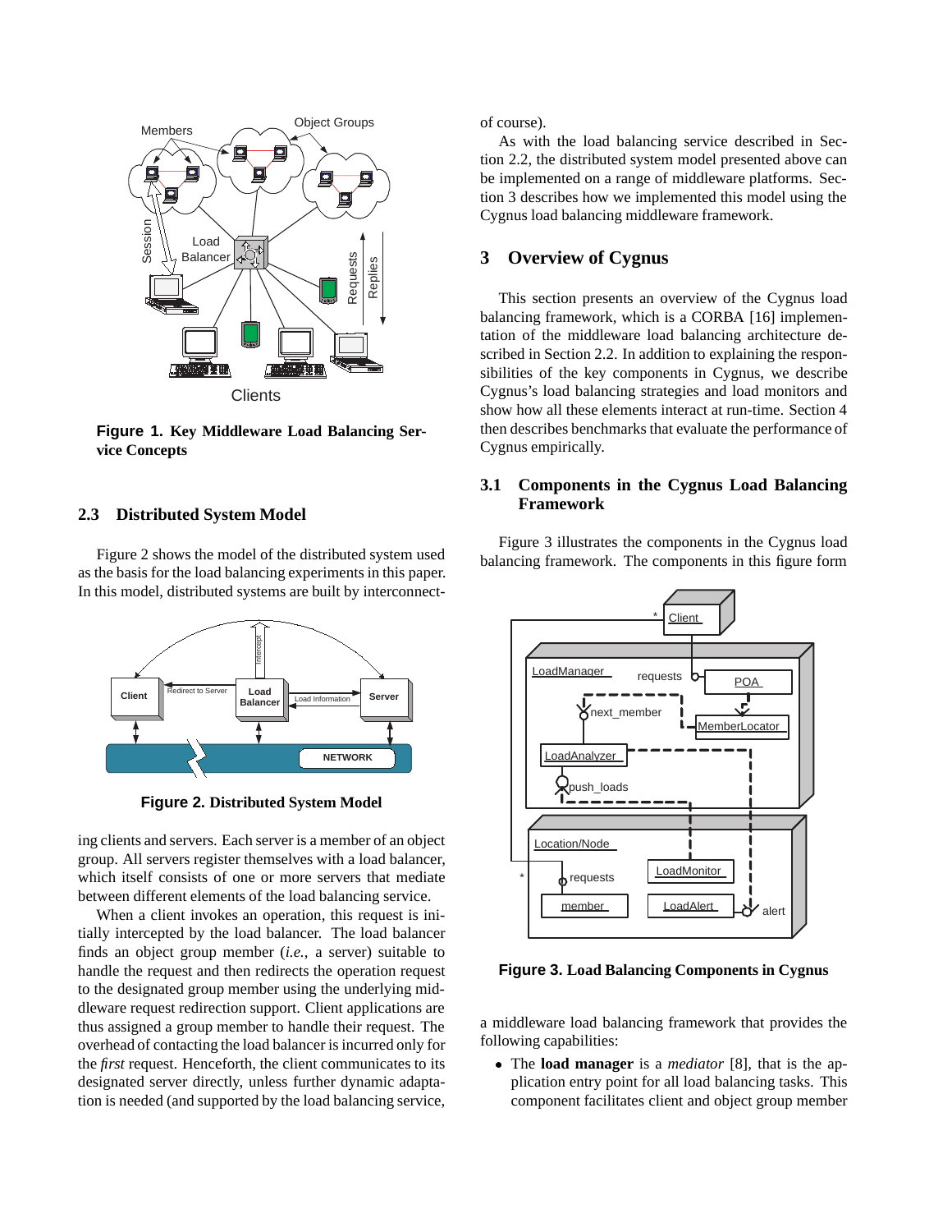Figure 1. **Key Middleware Load Balancing Service Concepts**

### 2.3 Distributed System Model

Figure 2 shows the model of the distributed system used as the basis for the load balancing experiments in this paper. In this model, distributed systems are built by interconnecting clients and servers. Each server is a member of an object group. All servers register themselves with a load balancer, which itself consists of one or more servers that mediate between different elements of the load balancing service.

Figure 2. **Distributed System Model**

When a client invokes an operation, this request is initially intercepted by the load balancer. The load balancer finds an object group member (*i.e.*, a server) suitable to handle the request and then redirects the request to the designated group member using the underlying middleware request redirection support. Client applications are thus assigned a group member to handle their request. The overhead of contacting the load balancer is incurred only for the *first* request. Henceforth, the client communicates to its designated server directly, unless further dynamic adaptation is needed (and supported by the load balancing service, of course).

As with the load balancing service described in Section 2.2, the distributed system model presented above can be implemented on a range of middleware platforms. Section 3 describes how we implemented this model using the Cygnus load balancing middleware framework.

## 3 Overview of Cygnus

This section presents an overview of the Cygnus load balancing framework, which is a CORBA [16] implementation of the middleware load balancing architecture described in Section 2.2. In addition to explaining the responsibilities of the key components in Cygnus, we describe Cygnus's load balancing strategies and load monitors and show how all these elements interact at run-time. Section 4 then describes benchmarks that evaluate the performance of Cygnus empirically.

### 3.1 Components in the Cygnus Load Balancing Framework

Figure 3 illustrates the components in the Cygnus load balancing framework. The components in this figure form a middleware load balancing framework that provides the following capabilities:

Figure 3. **Load Balancing Components in Cygnus**

- The **load manager** is a *mediator* [8], that is the application entry point for all load balancing tasks. This component facilitates client and object group member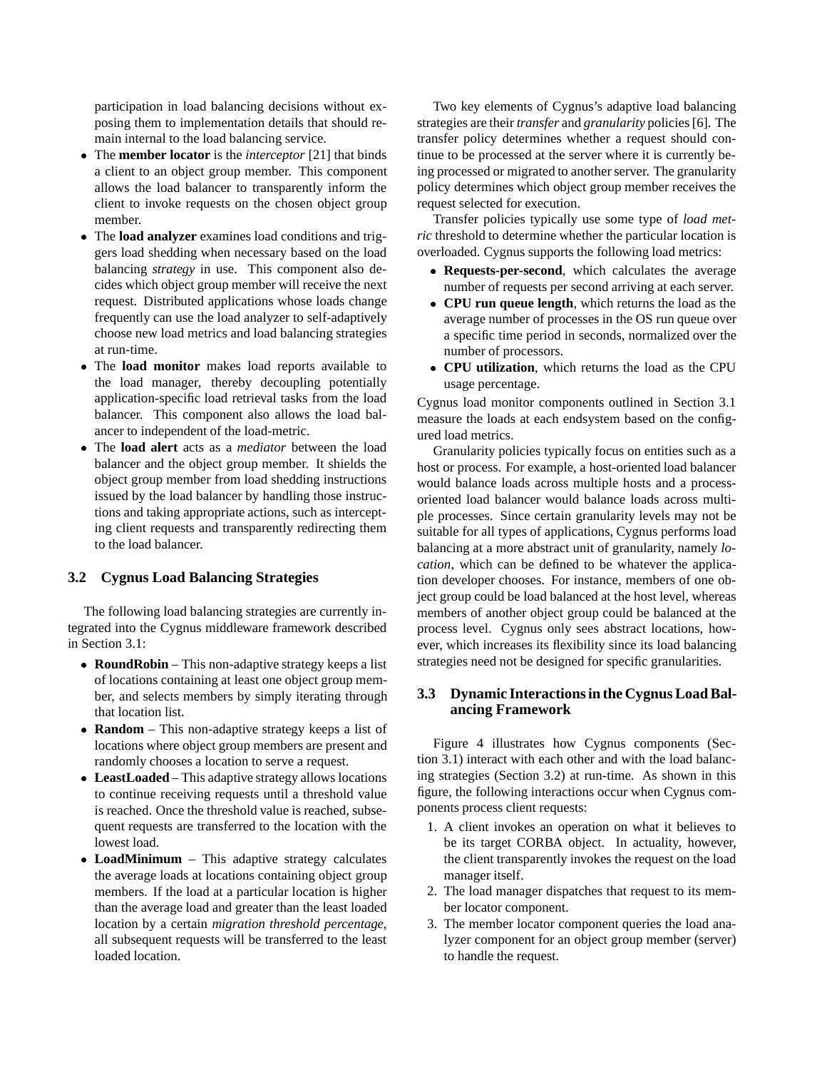participation in load balancing decisions without exposing them to implementation details that should remain internal to the load balancing service.

- The **member locator** is the *interceptor* [21] that binds a client to an object group member. This component allows the load balancer to transparently inform the client to invoke requests on the chosen object group member.
- The **load analyzer** examines load conditions and triggers load shedding when necessary based on the load balancing *strategy* in use. This component also decides which object group member will receive the next request. Distributed applications whose loads change frequently can use the load analyzer to self-adaptively choose new load metrics and load balancing strategies at run-time.
- The **load monitor** makes load reports available to the load manager, thereby decoupling potentially application-specific load retrieval tasks from the load balancer. This component also allows the load balancer to independent of the load-metric.
- The **load alert** acts as a *mediator* between the load balancer and the object group member. It shields the object group member from load shedding instructions issued by the load balancer by handling those instructions and taking appropriate actions, such as intercepting client requests and transparently redirecting them to the load balancer.

### 3.2 Cygnus Load Balancing Strategies

The following load balancing strategies are currently integrated into the Cygnus middleware framework described in Section 3.1:

- **RoundRobin** – This non-adaptive strategy keeps a list of locations containing at least one object group member, and selects members by simply iterating through that location list.
- **Random** – This non-adaptive strategy keeps a list of locations where object group members are present and randomly chooses a location to serve a request.
- **LeastLoaded** – This adaptive strategy allows locations to continue receiving requests until a threshold value is reached. Once the threshold value is reached, subsequent requests are transferred to the location with the lowest load.
- **LoadMinimum** – This adaptive strategy calculates the average loads at locations containing object group members. If the load at a particular location is higher than the average load and greater than the least loaded location by a certain *migration threshold percentage*, all subsequent requests will be transferred to the least loaded location.

Two key elements of Cygnus's adaptive load balancing strategies are their *transfer* and *granularity* policies [6]. The transfer policy determines whether a request should continue to be processed at the server where it is currently being processed or migrated to another server. The granularity policy determines which object group member receives the request selected for execution.

Transfer policies typically use some type of *load metric* threshold to determine whether the particular location is overloaded. Cygnus supports the following load metrics:

- **Requests-per-second**, which calculates the average number of requests per second arriving at each server.
- **CPU run queue length**, which returns the load as the average number of processes in the OS run queue over a specific time period in seconds, normalized over the number of processors.
- **CPU utilization**, which returns the load as the CPU usage percentage.

Cygnus load monitor components outlined in Section 3.1 measure the loads at each endsystem based on the configured load metrics.

Granularity policies typically focus on entities such as a host or process. For example, a host-oriented load balancer would balance loads across multiple hosts and a process-oriented load balancer would balance loads across multiple processes. Since certain granularity levels may not be suitable for all types of applications, Cygnus performs load balancing at a more abstract unit of granularity, namely *location*, which can be defined to be whatever the application developer chooses. For instance, members of one object group could be load balanced at the host level, whereas members of another object group could be balanced at the process level. Cygnus only sees abstract locations, however, which increases its flexibility since its load balancing strategies need not be designed for specific granularities.

### 3.3 Dynamic Interactions in the Cygnus Load Balancing Framework

Figure 4 illustrates how Cygnus components (Section 3.1) interact with each other and with the load balancing strategies (Section 3.2) at run-time. As shown in this figure, the following interactions occur when Cygnus components process client requests:

1. A client invokes an operation on what it believes to be its target CORBA object. In actuality, however, the client transparently invokes the request on the load manager itself.
2. The load manager dispatches that request to its member locator component.
3. The member locator component queries the load analyzer component for an object group member (server) to handle the request.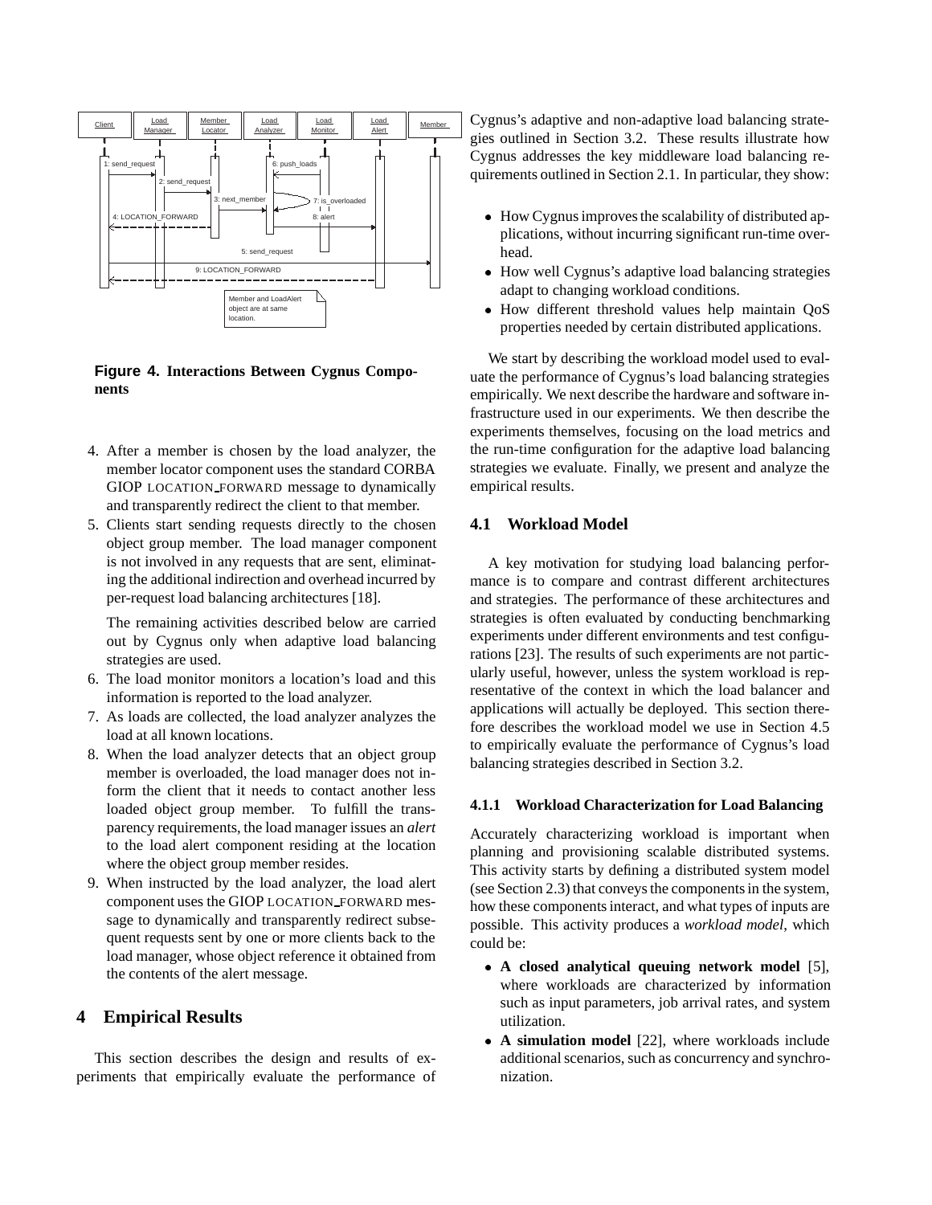**Figure 4. Interactions Between Cygnus Components**

4. After a member is chosen by the load analyzer, the member locator component uses the standard CORBA GIOP LOCATION_FORWARD message to dynamically and transparently redirect the client to that member.
5. Clients start sending requests directly to the chosen object group member. The load manager component is not involved in any requests that are sent, eliminating the additional indirection and overhead incurred by per-request load balancing architectures [18].

   The remaining activities described below are carried out by Cygnus only when adaptive load balancing strategies are used.
6. The load monitor monitors a location's load and this information is reported to the load analyzer.
7. As loads are collected, the load analyzer analyzes the load at all known locations.
8. When the load analyzer detects that an object group member is overloaded, the load manager does not inform the client that it needs to contact another less loaded object group member. To fulfill the transparency requirements, the load manager issues an *alert* to the load alert component residing at the location where the object group member resides.
9. When instructed by the load analyzer, the load alert component uses the GIOP LOCATION_FORWARD message to dynamically and transparently redirect subsequent requests sent by one or more clients back to the load manager, whose object reference it obtained from the contents of the alert message.

# 4 Empirical Results

This section describes the design and results of experiments that empirically evaluate the performance of Cygnus's adaptive and non-adaptive load balancing strategies outlined in Section 3.2. These results illustrate how Cygnus addresses the key middleware load balancing requirements outlined in Section 2.1. In particular, they show:

- How Cygnus improves the scalability of distributed applications, without incurring significant run-time overhead.
- How well Cygnus's adaptive load balancing strategies adapt to changing workload conditions.
- How different threshold values help maintain QoS properties needed by certain distributed applications.

We start by describing the workload model used to evaluate the performance of Cygnus's load balancing strategies empirically. We next describe the hardware and software infrastructure used in our experiments. We then describe the experiments themselves, focusing on the load metrics and the run-time configuration for the adaptive load balancing strategies we evaluate. Finally, we present and analyze the empirical results.

## 4.1 Workload Model

A key motivation for studying load balancing performance is to compare and contrast different architectures and strategies. The performance of these architectures and strategies is often evaluated by conducting benchmarking experiments under different environments and test configurations [23]. The results of such experiments are not particularly useful, however, unless the system workload is representative of the context in which the load balancer and applications will actually be deployed. This section therefore describes the workload model we use in Section 4.5 to empirically evaluate the performance of Cygnus's load balancing strategies described in Section 3.2.

### 4.1.1 Workload Characterization for Load Balancing

Accurately characterizing workload is important when planning and provisioning scalable distributed systems. This activity starts by defining a distributed system model (see Section 2.3) that conveys the components in the system, how these components interact, and what types of inputs are possible. This activity produces a *workload model*, which could be:

- **A closed analytical queuing network model** [5], where workloads are characterized by information such as input parameters, job arrival rates, and system utilization.
- **A simulation model** [22], where workloads include additional scenarios, such as concurrency and synchronization.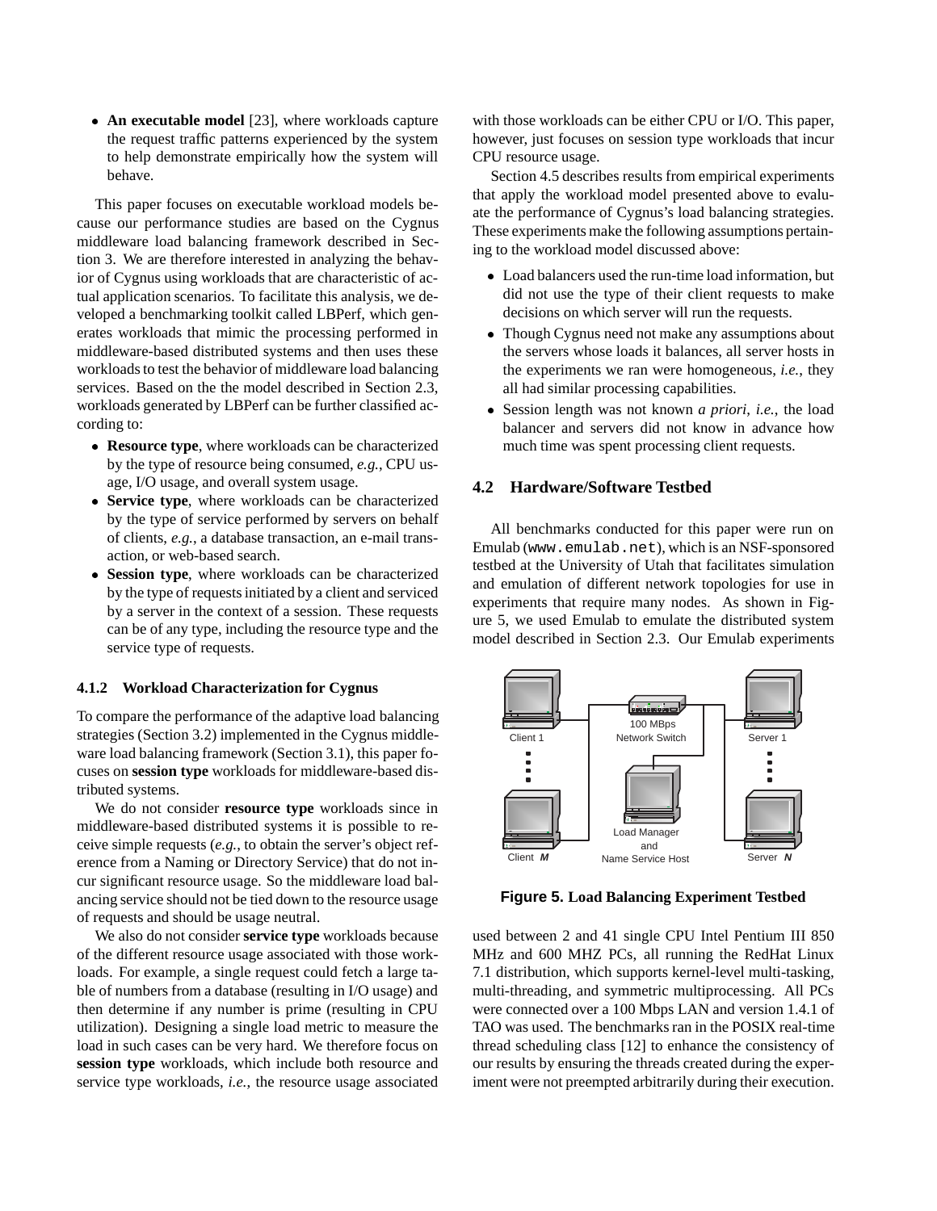- **An executable model** [23], where workloads capture the request traffic patterns experienced by the system to help demonstrate empirically how the system will behave.

This paper focuses on executable workload models because our performance studies are based on the Cygnus middleware load balancing framework described in Section 3. We are therefore interested in analyzing the behavior of Cygnus using workloads that are characteristic of actual application scenarios. To facilitate this analysis, we developed a benchmarking toolkit called LBPerf, which generates workloads that mimic the processing performed in middleware-based distributed systems and then uses these workloads to test the behavior of middleware load balancing services. Based on the the model described in Section 2.3, workloads generated by LBPerf can be further classified according to:

- **Resource type**, where workloads can be characterized by the type of resource being consumed, *e.g.*, CPU usage, I/O usage, and overall system usage.
- **Service type**, where workloads can be characterized by the type of service performed by servers on behalf of clients, *e.g.*, a database transaction, an e-mail transaction, or web-based search.
- **Session type**, where workloads can be characterized by the type of requests initiated by a client and serviced by a server in the context of a session. These requests can be of any type, including the resource type and the service type of requests.

#### 4.1.2 Workload Characterization for Cygnus

To compare the performance of the adaptive load balancing strategies (Section 3.2) implemented in the Cygnus middleware load balancing framework (Section 3.1), this paper focuses on **session type** workloads for middleware-based distributed systems.

We do not consider **resource type** workloads since in middleware-based distributed systems it is possible to receive simple requests (*e.g.*, to obtain the server's object reference from a Naming or Directory Service) that do not incur significant resource usage. So the middleware load balancing service should not be tied down to the resource usage of requests and should be usage neutral.

We also do not consider **service type** workloads because of the different resource usage associated with those workloads. For example, a single request could fetch a large table of numbers from a database (resulting in I/O usage) and then determine if any number is prime (resulting in CPU utilization). Designing a single load metric to measure the load in such cases can be very hard. We therefore focus on **session type** workloads, which include both resource and service type workloads, *i.e.*, the resource usage associated with those workloads can be either CPU or I/O. This paper, however, just focuses on session type workloads that incur CPU resource usage.

Section 4.5 describes results from empirical experiments that apply the workload model presented above to evaluate the performance of Cygnus's load balancing strategies. These experiments make the following assumptions pertaining to the workload model discussed above:

- Load balancers used the run-time load information, but did not use the type of their client requests to make decisions on which server will run the requests.
- Though Cygnus need not make any assumptions about the servers whose loads it balances, all server hosts in the experiments we ran were homogeneous, *i.e.*, they all had similar processing capabilities.
- Session length was not known *a priori*, *i.e.*, the load balancer and servers did not know in advance how much time was spent processing client requests.

### 4.2 Hardware/Software Testbed

All benchmarks conducted for this paper were run on Emulab (www.emulab.net), which is an NSF-sponsored testbed at the University of Utah that facilitates simulation and emulation of different network topologies for use in experiments that require many nodes. As shown in Figure 5, we used Emulab to emulate the distributed system model described in Section 2.3. Our Emulab experiments used between 2 and 41 single CPU Intel Pentium III 850 MHz and 600 MHZ PCs, all running the RedHat Linux 7.1 distribution, which supports kernel-level multi-tasking, multi-threading, and symmetric multiprocessing. All PCs were connected over a 100 Mbps LAN and version 1.4.1 of TAO was used. The benchmarks ran in the POSIX real-time thread scheduling class [12] to enhance the consistency of our results by ensuring the threads created during the experiment were not preempted arbitrarily during their execution.

Client 1
Client *M*
100 MBps
Network Switch
Load Manager
and
Name Service Host
Server 1
Server *N*

**Figure 5. Load Balancing Experiment Testbed**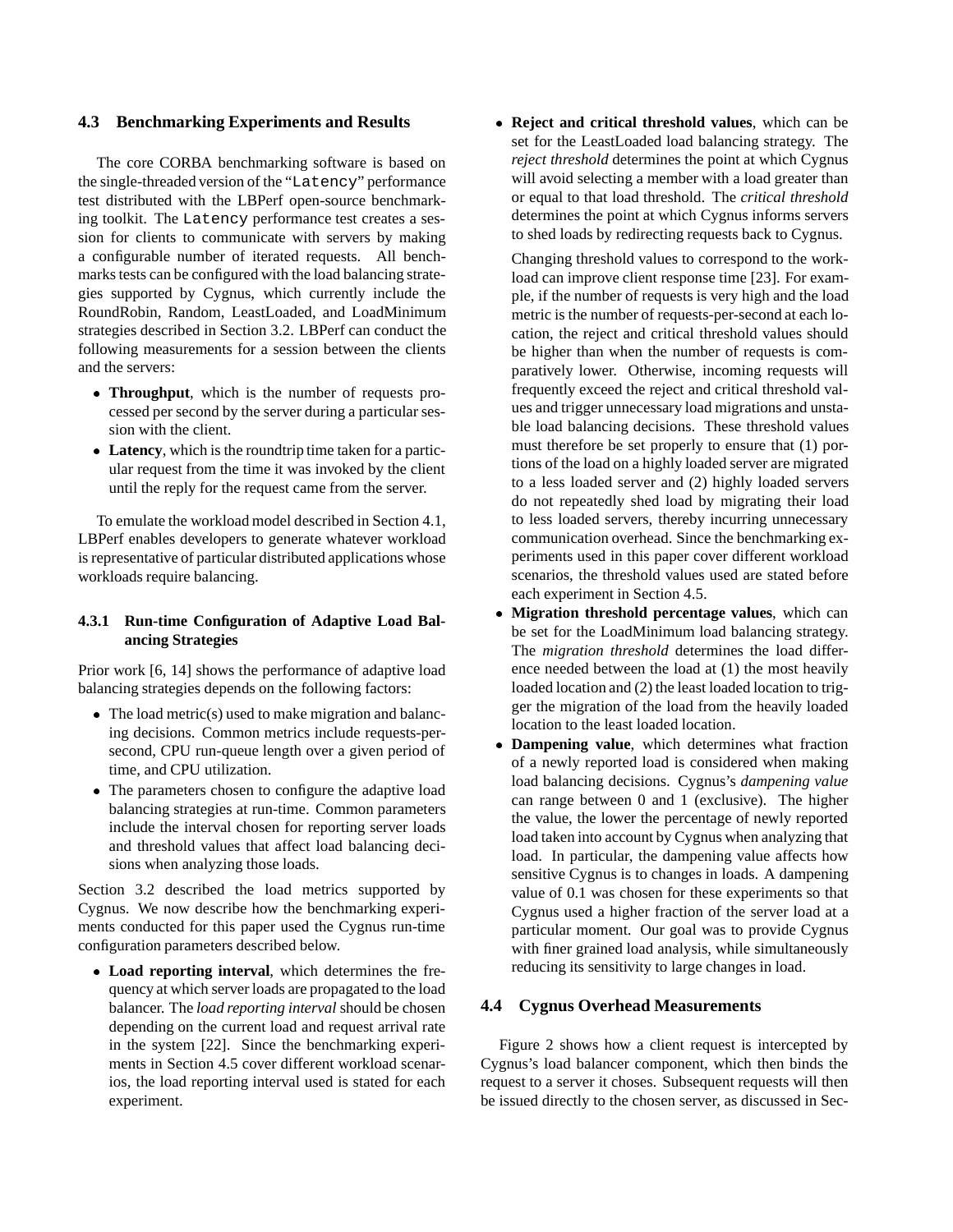### 4.3 Benchmarking Experiments and Results

The core CORBA benchmarking software is based on the single-threaded version of the "`Latency`" performance test distributed with the LBPerf open-source benchmarking toolkit. The `Latency` performance test creates a session for clients to communicate with servers by making a configurable number of iterated requests. All benchmarks tests can be configured with the load balancing strategies supported by Cygnus, which currently include the RoundRobin, Random, LeastLoaded, and LoadMinimum strategies described in Section 3.2. LBPerf can conduct the following measurements for a session between the clients and the servers:

- **Throughput**, which is the number of requests processed per second by the server during a particular session with the client.
- **Latency**, which is the roundtrip time taken for a particular request from the time it was invoked by the client until the reply for the request came from the server.

To emulate the workload model described in Section 4.1, LBPerf enables developers to generate whatever workload is representative of particular distributed applications whose workloads require balancing.

#### 4.3.1 Run-time Configuration of Adaptive Load Balancing Strategies

Prior work [6, 14] shows the performance of adaptive load balancing strategies depends on the following factors:

- The load metric(s) used to make migration and balancing decisions. Common metrics include requests-per-second, CPU run-queue length over a given period of time, and CPU utilization.
- The parameters chosen to configure the adaptive load balancing strategies at run-time. Common parameters include the interval chosen for reporting server loads and threshold values that affect load balancing decisions when analyzing those loads.

Section 3.2 described the load metrics supported by Cygnus. We now describe how the benchmarking experiments conducted for this paper used the Cygnus run-time configuration parameters described below.

- **Load reporting interval**, which determines the frequency at which server loads are propagated to the load balancer. The *load reporting interval* should be chosen depending on the current load and request arrival rate in the system [22]. Since the benchmarking experiments in Section 4.5 cover different workload scenarios, the load reporting interval used is stated for each experiment.
- **Reject and critical threshold values**, which can be set for the LeastLoaded load balancing strategy. The *reject threshold* determines the point at which Cygnus will avoid selecting a member with a load greater than or equal to that load threshold. The *critical threshold* determines the point at which Cygnus informs servers to shed loads by redirecting requests back to Cygnus.

  Changing threshold values to correspond to the workload can improve client response time [23]. For example, if the number of requests is very high and the load metric is the number of requests-per-second at each location, the reject and critical threshold values should be higher than when the number of requests is comparatively lower. Otherwise, incoming requests will frequently exceed the reject and critical threshold values and trigger unnecessary load migrations and unstable load balancing decisions. These threshold values must therefore be set properly to ensure that (1) portions of the load on a highly loaded server are migrated to a less loaded server and (2) highly loaded servers do not repeatedly shed load by migrating their load to less loaded servers, thereby incurring unnecessary communication overhead. Since the benchmarking experiments used in this paper cover different workload scenarios, the threshold values used are stated before each experiment in Section 4.5.
- **Migration threshold percentage values**, which can be set for the LoadMinimum load balancing strategy. The *migration threshold* determines the load difference needed between the load at (1) the most heavily loaded location and (2) the least loaded location to trigger the migration of the load from the heavily loaded location to the least loaded location.
- **Dampening value**, which determines what fraction of a newly reported load is considered when making load balancing decisions. Cygnus's *dampening value* can range between 0 and 1 (exclusive). The higher the value, the lower the percentage of newly reported load taken into account by Cygnus when analyzing that load. In particular, the dampening value affects how sensitive Cygnus is to changes in loads. A dampening value of 0.1 was chosen for these experiments so that Cygnus used a higher fraction of the server load at a particular moment. Our goal was to provide Cygnus with finer grained load analysis, while simultaneously reducing its sensitivity to large changes in load.

### 4.4 Cygnus Overhead Measurements

Figure 2 shows how a client request is intercepted by Cygnus's load balancer component, which then binds the request to a server it choses. Subsequent requests will then be issued directly to the chosen server, as discussed in Sec-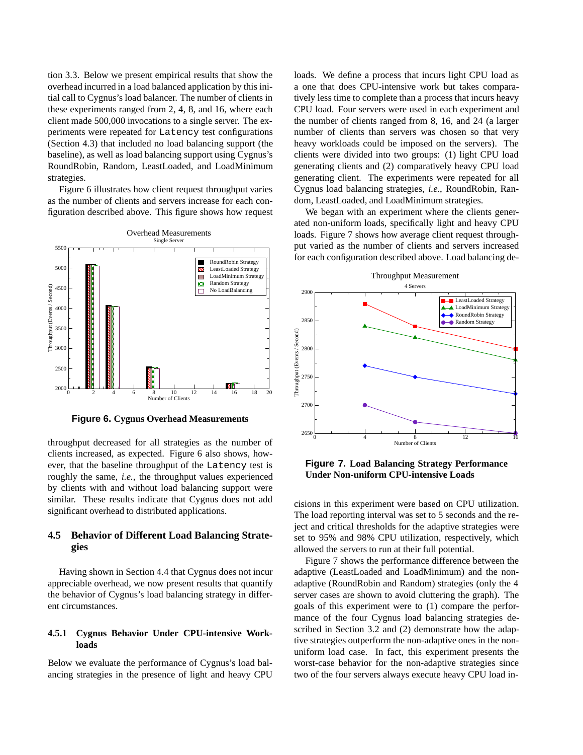tion 3.3. Below we present empirical results that show the overhead incurred in a load balanced application by this initial call to Cygnus's load balancer. The number of clients in these experiments ranged from 2, 4, 8, and 16, where each client made 500,000 invocations to a single server. The experiments were repeated for `Latency` test configurations (Section 4.3) that included no load balancing support (the baseline), as well as load balancing support using Cygnus's RoundRobin, Random, LeastLoaded, and LoadMinimum strategies.

Figure 6 illustrates how client request throughput varies as the number of clients and servers increase for each configuration described above. This figure shows how request throughput decreased for all strategies as the number of clients increased, as expected. Figure 6 also shows, however, that the baseline throughput of the `Latency` test is roughly the same, *i.e.*, the throughput values experienced by clients with and without load balancing support were similar. These results indicate that Cygnus does not add significant overhead to distributed applications.

**Figure 6. Cygnus Overhead Measurements**

## 4.5 Behavior of Different Load Balancing Strategies

Having shown in Section 4.4 that Cygnus does not incur appreciable overhead, we now present results that quantify the behavior of Cygnus's load balancing strategy in different circumstances.

### 4.5.1 Cygnus Behavior Under CPU-intensive Workloads

Below we evaluate the performance of Cygnus's load balancing strategies in the presence of light and heavy CPU loads. We define a process that incurs light CPU load as a one that does CPU-intensive work but takes comparatively less time to complete than a process that incurs heavy CPU load. Four servers were used in each experiment and the number of clients ranged from 8, 16, and 24 (a larger number of clients than servers was chosen so that very heavy workloads could be imposed on the servers). The clients were divided into two groups: (1) light CPU load generating clients and (2) comparatively heavy CPU load generating client. The experiments were repeated for all Cygnus load balancing strategies, *i.e.*, RoundRobin, Random, LeastLoaded, and LoadMinimum strategies.

We began with an experiment where the clients generated non-uniform loads, specifically light and heavy CPU loads. Figure 7 shows how average client request throughput varied as the number of clients and servers increased for each configuration described above. Load balancing decisions in this experiment were based on CPU utilization. The load reporting interval was set to 5 seconds and the reject and critical thresholds for the adaptive strategies were set to 95% and 98% CPU utilization, respectively, which allowed the servers to run at their full potential.

**Figure 7. Load Balancing Strategy Performance Under Non-uniform CPU-intensive Loads**

Figure 7 shows the performance difference between the adaptive (LeastLoaded and LoadMinimum) and the non-adaptive (RoundRobin and Random) strategies (only the 4 server cases are shown to avoid cluttering the graph). The goals of this experiment were to (1) compare the performance of the four Cygnus load balancing strategies described in Section 3.2 and (2) demonstrate how the adaptive strategies outperform the non-adaptive ones in the non-uniform load case. In fact, this experiment presents the worst-case behavior for the non-adaptive strategies since two of the four servers always execute heavy CPU load in-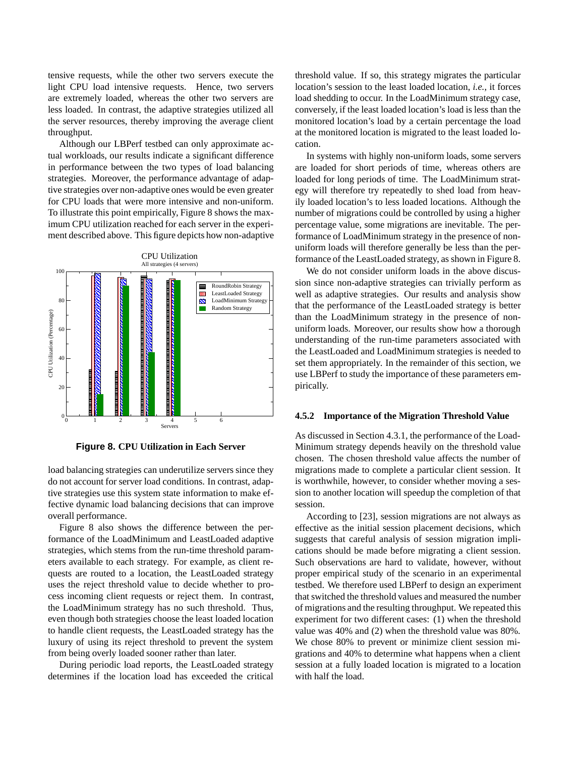tensive requests, while the other two servers execute the light CPU load intensive requests. Hence, two servers are extremely loaded, whereas the other two servers are less loaded. In contrast, the adaptive strategies utilized all the server resources, thereby improving the average client throughput.

Although our LBPerf testbed can only approximate actual workloads, our results indicate a significant difference in performance between the two types of load balancing strategies. Moreover, the performance advantage of adaptive strategies over non-adaptive ones would be even greater for CPU loads that were more intensive and non-uniform. To illustrate this point empirically, Figure 8 shows the maximum CPU utilization reached for each server in the experiment described above. This figure depicts how non-adaptive

**Figure 8. CPU Utilization in Each Server**

load balancing strategies can underutilize servers since they do not account for server load conditions. In contrast, adaptive strategies use this system state information to make effective dynamic load balancing decisions that can improve overall performance.

Figure 8 also shows the difference between the performance of the LoadMinimum and LeastLoaded adaptive strategies, which stems from the run-time threshold parameters available to each strategy. For example, as client requests are routed to a location, the LeastLoaded strategy uses the reject threshold value to decide whether to process incoming client requests or reject them. In contrast, the LoadMinimum strategy has no such threshold. Thus, even though both strategies choose the least loaded location to handle client requests, the LeastLoaded strategy has the luxury of using its reject threshold to prevent the system from being overly loaded sooner rather than later.

During periodic load reports, the LeastLoaded strategy determines if the location load has exceeded the critical threshold value. If so, this strategy migrates the particular location's session to the least loaded location, *i.e.*, it forces load shedding to occur. In the LoadMinimum strategy case, conversely, if the least loaded location's load is less than the monitored location's load by a certain percentage the load at the monitored location is migrated to the least loaded location.

In systems with highly non-uniform loads, some servers are loaded for short periods of time, whereas others are loaded for long periods of time. The LoadMinimum strategy will therefore try repeatedly to shed load from heavily loaded location's to less loaded locations. Although the number of migrations could be controlled by using a higher percentage value, some migrations are inevitable. The performance of LoadMinimum strategy in the presence of non-uniform loads will therefore generally be less than the performance of the LeastLoaded strategy, as shown in Figure 8.

We do not consider uniform loads in the above discussion since non-adaptive strategies can trivially perform as well as adaptive strategies. Our results and analysis show that the performance of the LeastLoaded strategy is better than the LoadMinimum strategy in the presence of non-uniform loads. Moreover, our results show how a thorough understanding of the run-time parameters associated with the LeastLoaded and LoadMinimum strategies is needed to set them appropriately. In the remainder of this section, we use LBPerf to study the importance of these parameters empirically.

#### 4.5.2 Importance of the Migration Threshold Value

As discussed in Section 4.3.1, the performance of the LoadMinimum strategy depends heavily on the threshold value chosen. The chosen threshold value affects the number of migrations made to complete a particular client session. It is worthwhile, however, to consider whether moving a session to another location will speedup the completion of that session.

According to [23], session migrations are not always as effective as the initial session placement decisions, which suggests that careful analysis of session migration implications should be made before migrating a client session. Such observations are hard to validate, however, without proper empirical study of the scenario in an experimental testbed. We therefore used LBPerf to design an experiment that switched the threshold values and measured the number of migrations and the resulting throughput. We repeated this experiment for two different cases: (1) when the threshold value was 40% and (2) when the threshold value was 80%. We chose 80% to prevent or minimize client session migrations and 40% to determine what happens when a client session at a fully loaded location is migrated to a location with half the load.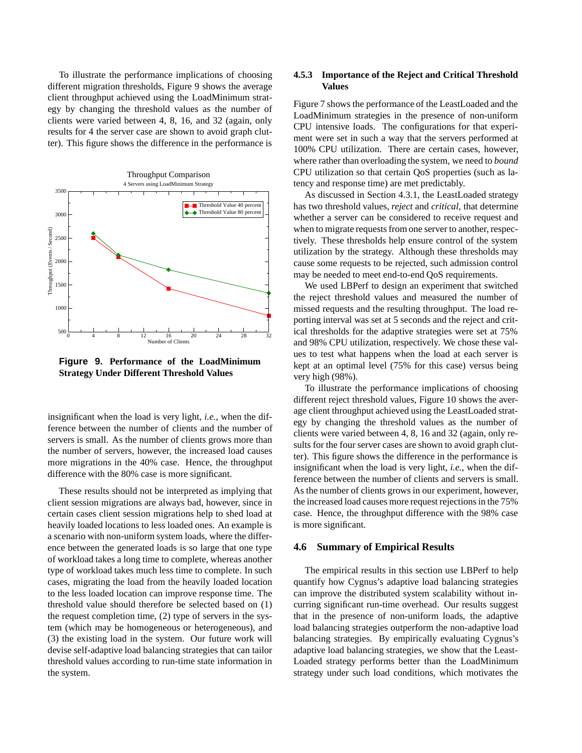To illustrate the performance implications of choosing different migration thresholds, Figure 9 shows the average client throughput achieved using the LoadMinimum strategy by changing the threshold values as the number of clients were varied between 4, 8, 16, and 32 (again, only results for 4 the server case are shown to avoid graph clutter). This figure shows the difference in the performance is insignificant when the load is very light, *i.e.*, when the difference between the number of clients and the number of servers is small. As the number of clients grows more than the number of servers, however, the increased load causes more migrations in the 40% case. Hence, the throughput difference with the 80% case is more significant.

**Figure 9. Performance of the LoadMinimum Strategy Under Different Threshold Values**

These results should not be interpreted as implying that client session migrations are always bad, however, since in certain cases client session migrations help to shed load at heavily loaded locations to less loaded ones. An example is a scenario with non-uniform system loads, where the difference between the generated loads is so large that one type of workload takes a long time to complete, whereas another type of workload takes much less time to complete. In such cases, migrating the load from the heavily loaded location to the less loaded location can improve response time. The threshold value should therefore be selected based on (1) the request completion time, (2) type of servers in the system (which may be homogeneous or heterogeneous), and (3) the existing load in the system. Our future work will devise self-adaptive load balancing strategies that can tailor threshold values according to run-time state information in the system.

### 4.5.3 Importance of the Reject and Critical Threshold Values

Figure 7 shows the performance of the LeastLoaded and the LoadMinimum strategies in the presence of non-uniform CPU intensive loads. The configurations for that experiment were set in such a way that the servers performed at 100% CPU utilization. There are certain cases, however, where rather than overloading the system, we need to *bound* CPU utilization so that certain QoS properties (such as latency and response time) are met predictably.

As discussed in Section 4.3.1, the LeastLoaded strategy has two threshold values, *reject* and *critical*, that determine whether a server can be considered to receive request and when to migrate requests from one server to another, respectively. These thresholds help ensure control of the system utilization by the strategy. Although these thresholds may cause some requests to be rejected, such admission control may be needed to meet end-to-end QoS requirements.

We used LBPerf to design an experiment that switched the reject threshold values and measured the number of missed requests and the resulting throughput. The load reporting interval was set at 5 seconds and the reject and critical thresholds for the adaptive strategies were set at 75% and 98% CPU utilization, respectively. We chose these values to test what happens when the load at each server is kept at an optimal level (75% for this case) versus being very high (98%).

To illustrate the performance implications of choosing different reject threshold values, Figure 10 shows the average client throughput achieved using the LeastLoaded strategy by changing the threshold values as the number of clients were varied between 4, 8, 16 and 32 (again, only results for the four server cases are shown to avoid graph clutter). This figure shows the difference in the performance is insignificant when the load is very light, *i.e.*, when the difference between the number of clients and servers is small. As the number of clients grows in our experiment, however, the increased load causes more request rejections in the 75% case. Hence, the throughput difference with the 98% case is more significant.

## 4.6 Summary of Empirical Results

The empirical results in this section use LBPerf to help quantify how Cygnus's adaptive load balancing strategies can improve the distributed system scalability without incurring significant run-time overhead. Our results suggest that in the presence of non-uniform loads, the adaptive load balancing strategies outperform the non-adaptive load balancing strategies. By empirically evaluating Cygnus's adaptive load balancing strategies, we show that the LeastLoaded strategy performs better than the LoadMinimum strategy under such load conditions, which motivates the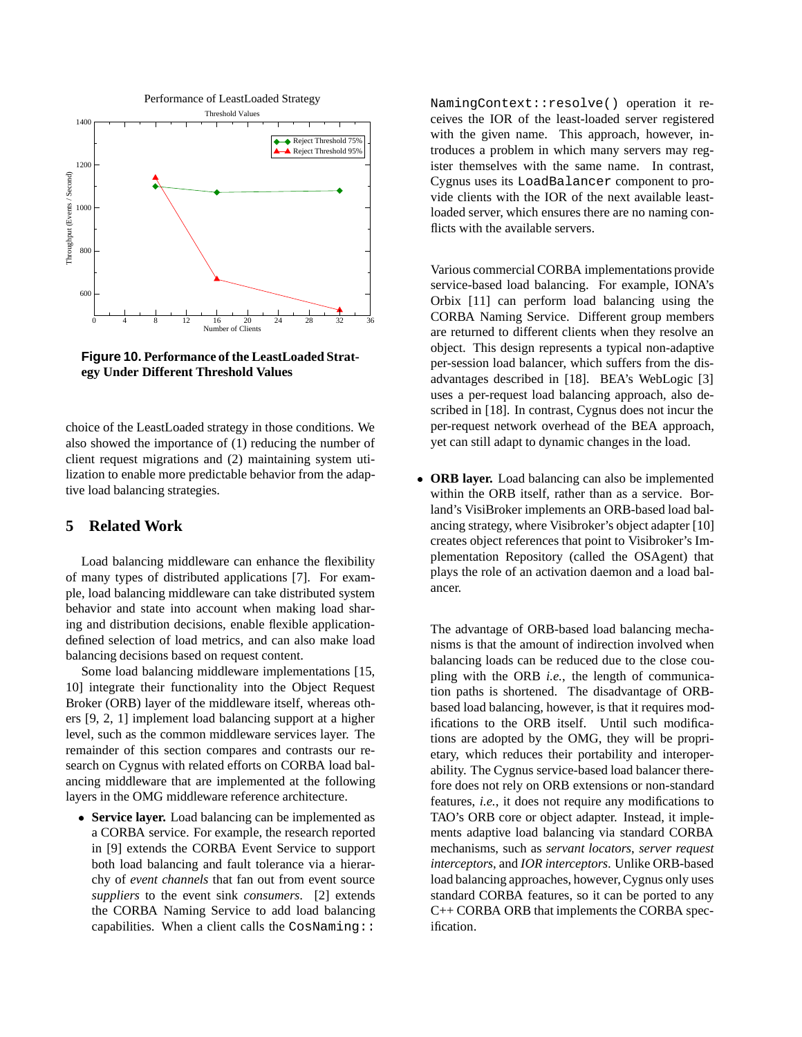**Figure 10. Performance of the LeastLoaded Strategy Under Different Threshold Values**

choice of the LeastLoaded strategy in those conditions. We also showed the importance of (1) reducing the number of client request migrations and (2) maintaining system utilization to enable more predictable behavior from the adaptive load balancing strategies.

## 5 Related Work

Load balancing middleware can enhance the flexibility of many types of distributed applications [7]. For example, load balancing middleware can take distributed system behavior and state into account when making load sharing and distribution decisions, enable flexible application-defined selection of load metrics, and can also make load balancing decisions based on request content.

Some load balancing middleware implementations [15, 10] integrate their functionality into the Object Request Broker (ORB) layer of the middleware itself, whereas others [9, 2, 1] implement load balancing support at a higher level, such as the common middleware services layer. The remainder of this section compares and contrasts our research on Cygnus with related efforts on CORBA load balancing middleware that are implemented at the following layers in the OMG middleware reference architecture.

- **Service layer.** Load balancing can be implemented as a CORBA service. For example, the research reported in [9] extends the CORBA Event Service to support both load balancing and fault tolerance via a hierarchy of *event channels* that fan out from event source *suppliers* to the event sink *consumers*. [2] extends the CORBA Naming Service to add load balancing capabilities. When a client calls the `CosNaming::NamingContext::resolve()` operation it receives the IOR of the least-loaded server registered with the given name. This approach, however, introduces a problem in which many servers may register themselves with the same name. In contrast, Cygnus uses its `LoadBalancer` component to provide clients with the IOR of the next available least-loaded server, which ensures there are no naming conflicts with the available servers.

  Various commercial CORBA implementations provide service-based load balancing. For example, IONA's Orbix [11] can perform load balancing using the CORBA Naming Service. Different group members are returned to different clients when they resolve an object. This design represents a typical non-adaptive per-session load balancer, which suffers from the disadvantages described in [18]. BEA's WebLogic [3] uses a per-request load balancing approach, also described in [18]. In contrast, Cygnus does not incur the per-request network overhead of the BEA approach, yet can still adapt to dynamic changes in the load.

- **ORB layer.** Load balancing can also be implemented within the ORB itself, rather than as a service. Borland's VisiBroker implements an ORB-based load balancing strategy, where Visibroker's object adapter [10] creates object references that point to Visibroker's Implementation Repository (called the OSAgent) that plays the role of an activation daemon and a load balancer.

  The advantage of ORB-based load balancing mechanisms is that the amount of indirection involved when balancing loads can be reduced due to the close coupling with the ORB *i.e.*, the length of communication paths is shortened. The disadvantage of ORB-based load balancing, however, is that it requires modifications to the ORB itself. Until such modifications are adopted by the OMG, they will be proprietary, which reduces their portability and interoperability. The Cygnus service-based load balancer therefore does not rely on ORB extensions or non-standard features, *i.e.*, it does not require any modifications to TAO's ORB core or object adapter. Instead, it implements adaptive load balancing via standard CORBA mechanisms, such as *servant locators*, *server request interceptors*, and *IOR interceptors*. Unlike ORB-based load balancing approaches, however, Cygnus only uses standard CORBA features, so it can be ported to any C++ CORBA ORB that implements the CORBA specification.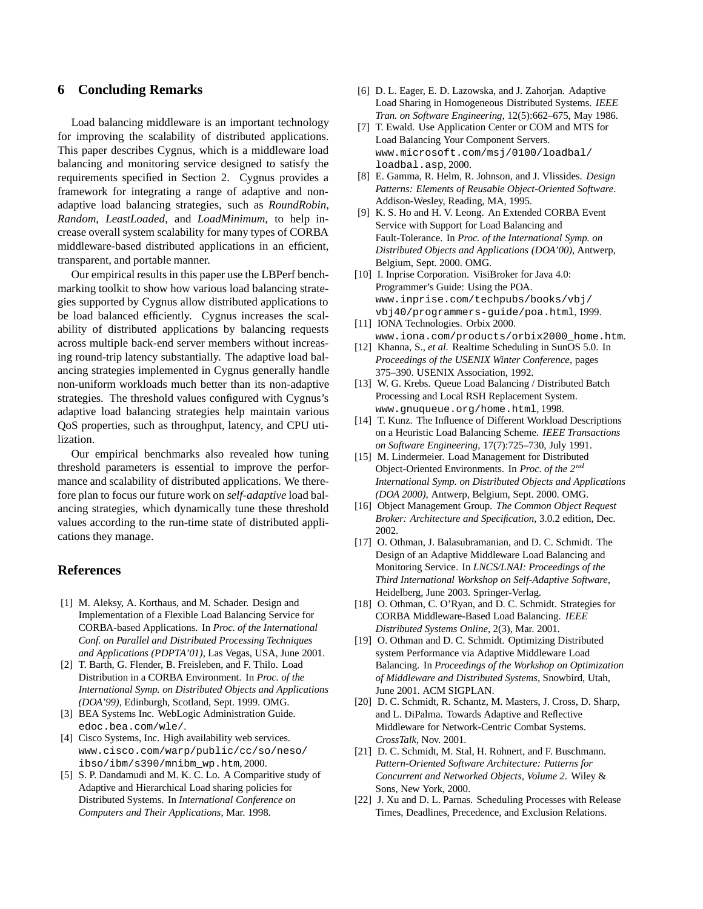## 6 Concluding Remarks

Load balancing middleware is an important technology for improving the scalability of distributed applications. This paper describes Cygnus, which is a middleware load balancing and monitoring service designed to satisfy the requirements specified in Section 2. Cygnus provides a framework for integrating a range of adaptive and non-adaptive load balancing strategies, such as *RoundRobin*, *Random*, *LeastLoaded*, and *LoadMinimum*, to help increase overall system scalability for many types of CORBA middleware-based distributed applications in an efficient, transparent, and portable manner.

Our empirical results in this paper use the LBPerf benchmarking toolkit to show how various load balancing strategies supported by Cygnus allow distributed applications to be load balanced efficiently. Cygnus increases the scalability of distributed applications by balancing requests across multiple back-end server members without increasing round-trip latency substantially. The adaptive load balancing strategies implemented in Cygnus generally handle non-uniform workloads much better than its non-adaptive strategies. The threshold values configured with Cygnus's adaptive load balancing strategies help maintain various QoS properties, such as throughput, latency, and CPU utilization.

Our empirical benchmarks also revealed how tuning threshold parameters is essential to improve the performance and scalability of distributed applications. We therefore plan to focus our future work on *self-adaptive* load balancing strategies, which dynamically tune these threshold values according to the run-time state of distributed applications they manage.

## References

[1] M. Aleksy, A. Korthaus, and M. Schader. Design and Implementation of a Flexible Load Balancing Service for CORBA-based Applications. In *Proc. of the International Conf. on Parallel and Distributed Processing Techniques and Applications (PDPTA'01)*, Las Vegas, USA, June 2001.

[2] T. Barth, G. Flender, B. Freisleben, and F. Thilo. Load Distribution in a CORBA Environment. In *Proc. of the International Symp. on Distributed Objects and Applications (DOA'99)*, Edinburgh, Scotland, Sept. 1999. OMG.

[3] BEA Systems Inc. WebLogic Administration Guide. `edoc.bea.com/wle/`.

[4] Cisco Systems, Inc. High availability web services. `www.cisco.com/warp/public/cc/so/neso/ibso/ibm/s390/mnibm_wp.htm`, 2000.

[5] S. P. Dandamudi and M. K. C. Lo. A Comparitive study of Adaptive and Hierarchical Load sharing policies for Distributed Systems. In *International Conference on Computers and Their Applications*, Mar. 1998.

[6] D. L. Eager, E. D. Lazowska, and J. Zahorjan. Adaptive Load Sharing in Homogeneous Distributed Systems. *IEEE Tran. on Software Engineering*, 12(5):662–675, May 1986.

[7] T. Ewald. Use Application Center or COM and MTS for Load Balancing Your Component Servers. `www.microsoft.com/msj/0100/loadbal/loadbal.asp`, 2000.

[8] E. Gamma, R. Helm, R. Johnson, and J. Vlissides. *Design Patterns: Elements of Reusable Object-Oriented Software*. Addison-Wesley, Reading, MA, 1995.

[9] K. S. Ho and H. V. Leong. An Extended CORBA Event Service with Support for Load Balancing and Fault-Tolerance. In *Proc. of the International Symp. on Distributed Objects and Applications (DOA'00)*, Antwerp, Belgium, Sept. 2000. OMG.

[10] I. Inprise Corporation. VisiBroker for Java 4.0: Programmer's Guide: Using the POA. `www.inprise.com/techpubs/books/vbj/vbj40/programmers-guide/poa.html`, 1999.

[11] IONA Technologies. Orbix 2000. `www.iona.com/products/orbix2000_home.htm`.

[12] Khanna, S., *et al.* Realtime Scheduling in SunOS 5.0. In *Proceedings of the USENIX Winter Conference*, pages 375–390. USENIX Association, 1992.

[13] W. G. Krebs. Queue Load Balancing / Distributed Batch Processing and Local RSH Replacement System. `www.gnuqueue.org/home.html`, 1998.

[14] T. Kunz. The Influence of Different Workload Descriptions on a Heuristic Load Balancing Scheme. *IEEE Transactions on Software Engineering*, 17(7):725–730, July 1991.

[15] M. Lindermeier. Load Management for Distributed Object-Oriented Environments. In *Proc. of the 2$^{nd}$ International Symp. on Distributed Objects and Applications (DOA 2000)*, Antwerp, Belgium, Sept. 2000. OMG.

[16] Object Management Group. *The Common Object Request Broker: Architecture and Specification*, 3.0.2 edition, Dec. 2002.

[17] O. Othman, J. Balasubramanian, and D. C. Schmidt. The Design of an Adaptive Middleware Load Balancing and Monitoring Service. In *LNCS/LNAI: Proceedings of the Third International Workshop on Self-Adaptive Software*, Heidelberg, June 2003. Springer-Verlag.

[18] O. Othman, C. O'Ryan, and D. C. Schmidt. Strategies for CORBA Middleware-Based Load Balancing. *IEEE Distributed Systems Online*, 2(3), Mar. 2001.

[19] O. Othman and D. C. Schmidt. Optimizing Distributed system Performance via Adaptive Middleware Load Balancing. In *Proceedings of the Workshop on Optimization of Middleware and Distributed Systems*, Snowbird, Utah, June 2001. ACM SIGPLAN.

[20] D. C. Schmidt, R. Schantz, M. Masters, J. Cross, D. Sharp, and L. DiPalma. Towards Adaptive and Reflective Middleware for Network-Centric Combat Systems. *CrossTalk*, Nov. 2001.

[21] D. C. Schmidt, M. Stal, H. Rohnert, and F. Buschmann. *Pattern-Oriented Software Architecture: Patterns for Concurrent and Networked Objects, Volume 2*. Wiley & Sons, New York, 2000.

[22] J. Xu and D. L. Parnas. Scheduling Processes with Release Times, Deadlines, Precedence, and Exclusion Relations.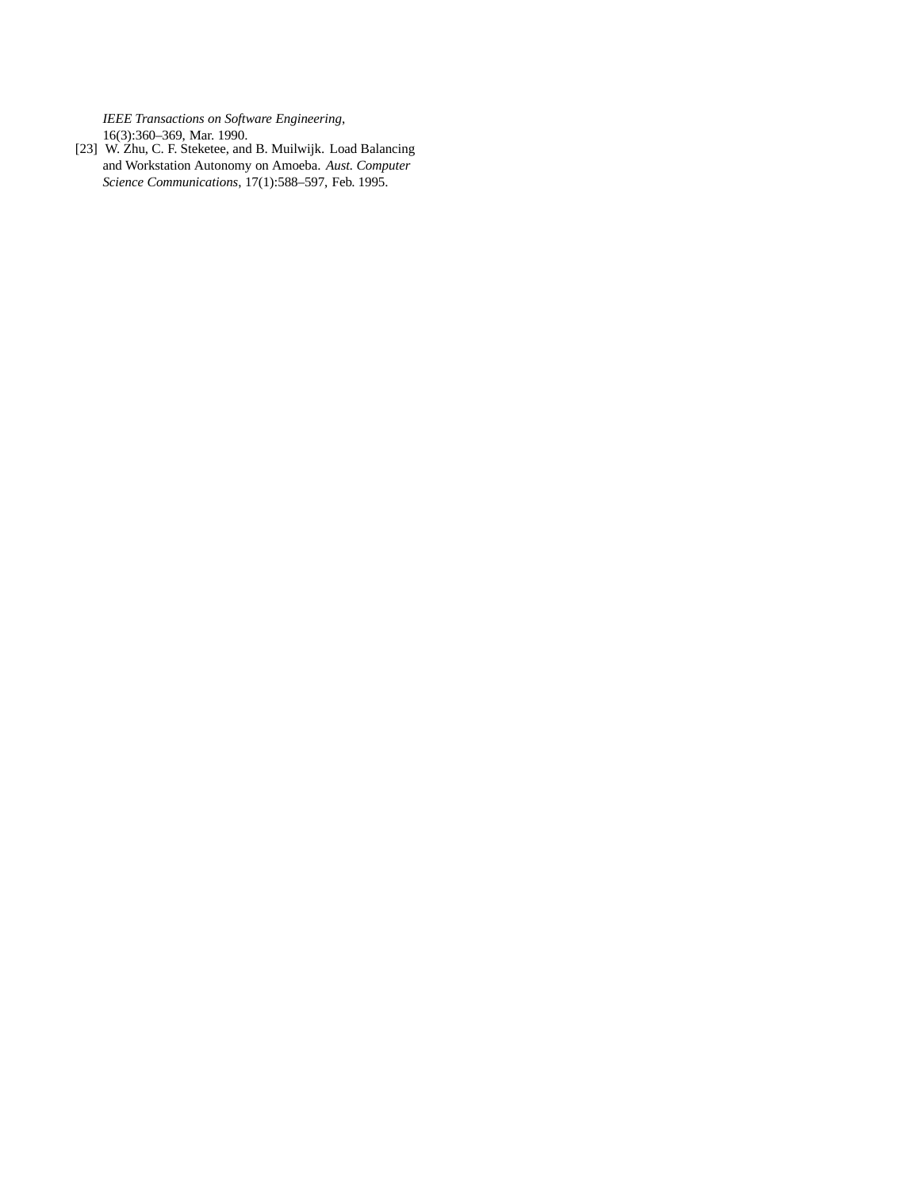*IEEE Transactions on Software Engineering*, 16(3):360–369, Mar. 1990.

[23] W. Zhu, C. F. Steketee, and B. Muilwijk. Load Balancing and Workstation Autonomy on Amoeba. *Aust. Computer Science Communications*, 17(1):588–597, Feb. 1995.